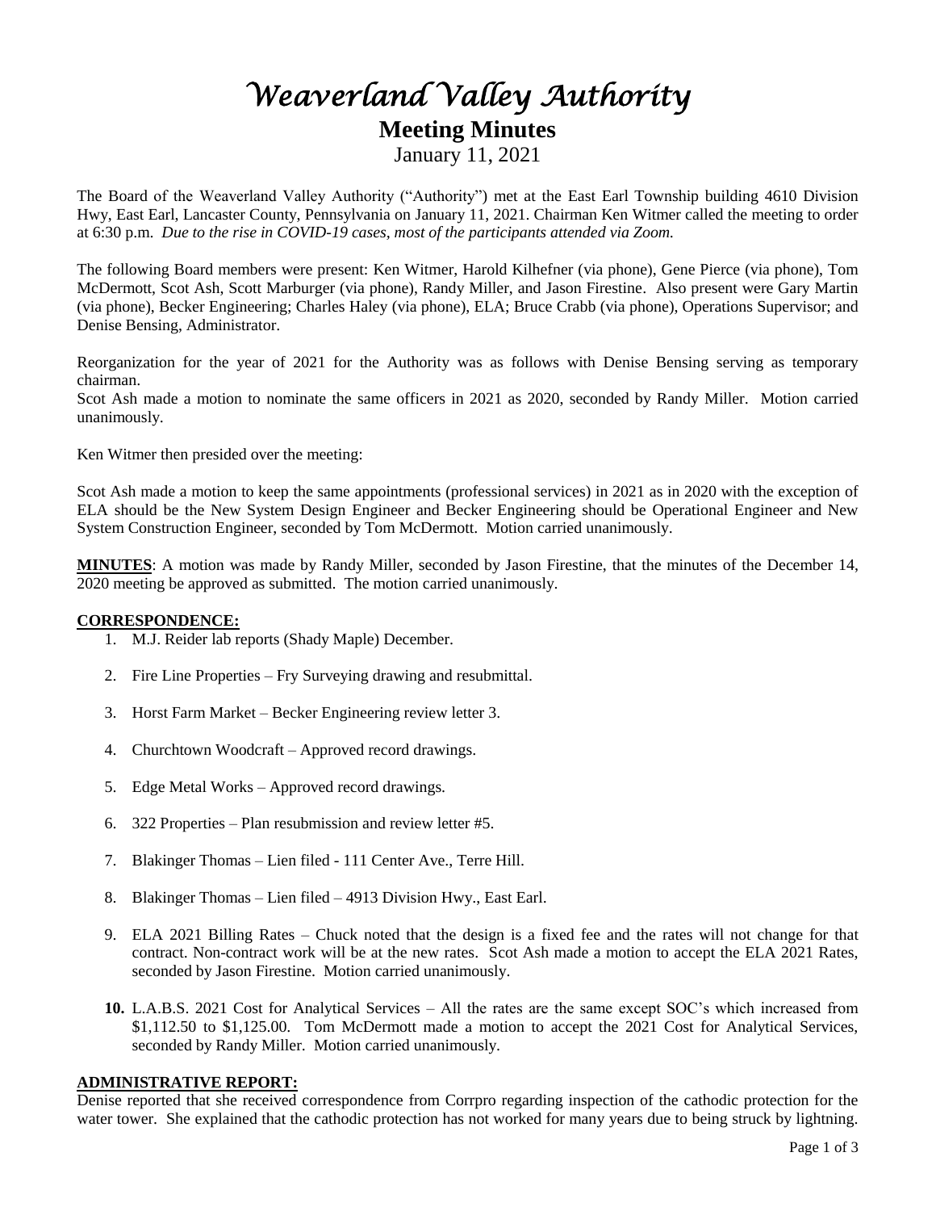# *Weaverland Valley Authority*

## Meeting Minutes

January 11, 2021

The Board of the Weaverland Valley Authority ("Authority") met at the East Earl Township building 4610 Division Hwy, East Earl, Lancaster County, Pennsylvania on January 11, 2021. Chairman Ken Witmer called the meeting to order at 6:30 p.m. *Due to the rise in COVID-19 cases, most of the participants attended via Zoom.*

The following Board members were present: Ken Witmer, Harold Kilhefner (via phone), Gene Pierce (via phone), Tom McDermott, Scot Ash, Scott Marburger (via phone), Randy Miller, and Jason Firestine. Also present were Gary Martin (via phone), Becker Engineering; Charles Haley (via phone), ELA; Bruce Crabb (via phone), Operations Supervisor; and Denise Bensing, Administrator.

Reorganization for the year of 2021 for the Authority was as follows with Denise Bensing serving as temporary chairman.

Scot Ash made a motion to nominate the same officers in 2021 as 2020, seconded by Randy Miller. Motion carried unanimously.

Ken Witmer then presided over the meeting:

Scot Ash made a motion to keep the same appointments (professional services) in 2021 as in 2020 with the exception of ELA should be the New System Design Engineer and Becker Engineering should be Operational Engineer and New System Construction Engineer, seconded by Tom McDermott. Motion carried unanimously.

**MINUTES**: A motion was made by Randy Miller, seconded by Jason Firestine, that the minutes of the December 14, 2020 meeting be approved as submitted. The motion carried unanimously.

**CORRESPONDENCE:**

1. M.J. Reider lab reports (Shady Maple) December.
2. Fire Line Properties – Fry Surveying drawing and resubmittal.
3. Horst Farm Market – Becker Engineering review letter 3.
4. Churchtown Woodcraft – Approved record drawings.
5. Edge Metal Works – Approved record drawings.
6. 322 Properties – Plan resubmission and review letter #5.
7. Blakinger Thomas – Lien filed - 111 Center Ave., Terre Hill.
8. Blakinger Thomas – Lien filed – 4913 Division Hwy., East Earl.
9. ELA 2021 Billing Rates – Chuck noted that the design is a fixed fee and the rates will not change for that contract. Non-contract work will be at the new rates. Scot Ash made a motion to accept the ELA 2021 Rates, seconded by Jason Firestine. Motion carried unanimously.
10. L.A.B.S. 2021 Cost for Analytical Services – All the rates are the same except SOC's which increased from $1,112.50 to $1,125.00. Tom McDermott made a motion to accept the 2021 Cost for Analytical Services, seconded by Randy Miller. Motion carried unanimously.

**ADMINISTRATIVE REPORT:**

Denise reported that she received correspondence from Corrpro regarding inspection of the cathodic protection for the water tower. She explained that the cathodic protection has not worked for many years due to being struck by lightning.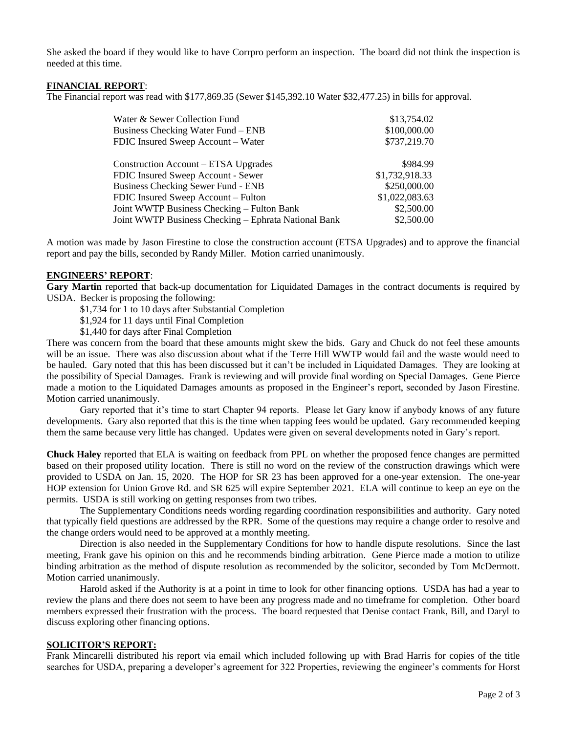She asked the board if they would like to have Corrpro perform an inspection. The board did not think the inspection is needed at this time.

## FINANCIAL REPORT:

The Financial report was read with $177,869.35 (Sewer $145,392.10 Water $32,477.25) in bills for approval.

| | |
|---|---:|
| Water & Sewer Collection Fund | $13,754.02 |
| Business Checking Water Fund – ENB | $100,000.00 |
| FDIC Insured Sweep Account – Water | $737,219.70 |
| | |
| Construction Account – ETSA Upgrades | $984.99 |
| FDIC Insured Sweep Account - Sewer | $1,732,918.33 |
| Business Checking Sewer Fund - ENB | $250,000.00 |
| FDIC Insured Sweep Account – Fulton | $1,022,083.63 |
| Joint WWTP Business Checking – Fulton Bank | $2,500.00 |
| Joint WWTP Business Checking – Ephrata National Bank | $2,500.00 |

A motion was made by Jason Firestine to close the construction account (ETSA Upgrades) and to approve the financial report and pay the bills, seconded by Randy Miller. Motion carried unanimously.

## ENGINEERS' REPORT:

**Gary Martin** reported that back-up documentation for Liquidated Damages in the contract documents is required by USDA. Becker is proposing the following:

$1,734 for 1 to 10 days after Substantial Completion
$1,924 for 11 days until Final Completion
$1,440 for days after Final Completion

There was concern from the board that these amounts might skew the bids. Gary and Chuck do not feel these amounts will be an issue. There was also discussion about what if the Terre Hill WWTP would fail and the waste would need to be hauled. Gary noted that this has been discussed but it can't be included in Liquidated Damages. They are looking at the possibility of Special Damages. Frank is reviewing and will provide final wording on Special Damages. Gene Pierce made a motion to the Liquidated Damages amounts as proposed in the Engineer's report, seconded by Jason Firestine. Motion carried unanimously.

Gary reported that it's time to start Chapter 94 reports. Please let Gary know if anybody knows of any future developments. Gary also reported that this is the time when tapping fees would be updated. Gary recommended keeping them the same because very little has changed. Updates were given on several developments noted in Gary's report.

**Chuck Haley** reported that ELA is waiting on feedback from PPL on whether the proposed fence changes are permitted based on their proposed utility location. There is still no word on the review of the construction drawings which were provided to USDA on Jan. 15, 2020. The HOP for SR 23 has been approved for a one-year extension. The one-year HOP extension for Union Grove Rd. and SR 625 will expire September 2021. ELA will continue to keep an eye on the permits. USDA is still working on getting responses from two tribes.

The Supplementary Conditions needs wording regarding coordination responsibilities and authority. Gary noted that typically field questions are addressed by the RPR. Some of the questions may require a change order to resolve and the change orders would need to be approved at a monthly meeting.

Direction is also needed in the Supplementary Conditions for how to handle dispute resolutions. Since the last meeting, Frank gave his opinion on this and he recommends binding arbitration. Gene Pierce made a motion to utilize binding arbitration as the method of dispute resolution as recommended by the solicitor, seconded by Tom McDermott. Motion carried unanimously.

Harold asked if the Authority is at a point in time to look for other financing options. USDA has had a year to review the plans and there does not seem to have been any progress made and no timeframe for completion. Other board members expressed their frustration with the process. The board requested that Denise contact Frank, Bill, and Daryl to discuss exploring other financing options.

## SOLICITOR'S REPORT:

Frank Mincarelli distributed his report via email which included following up with Brad Harris for copies of the title searches for USDA, preparing a developer's agreement for 322 Properties, reviewing the engineer's comments for Horst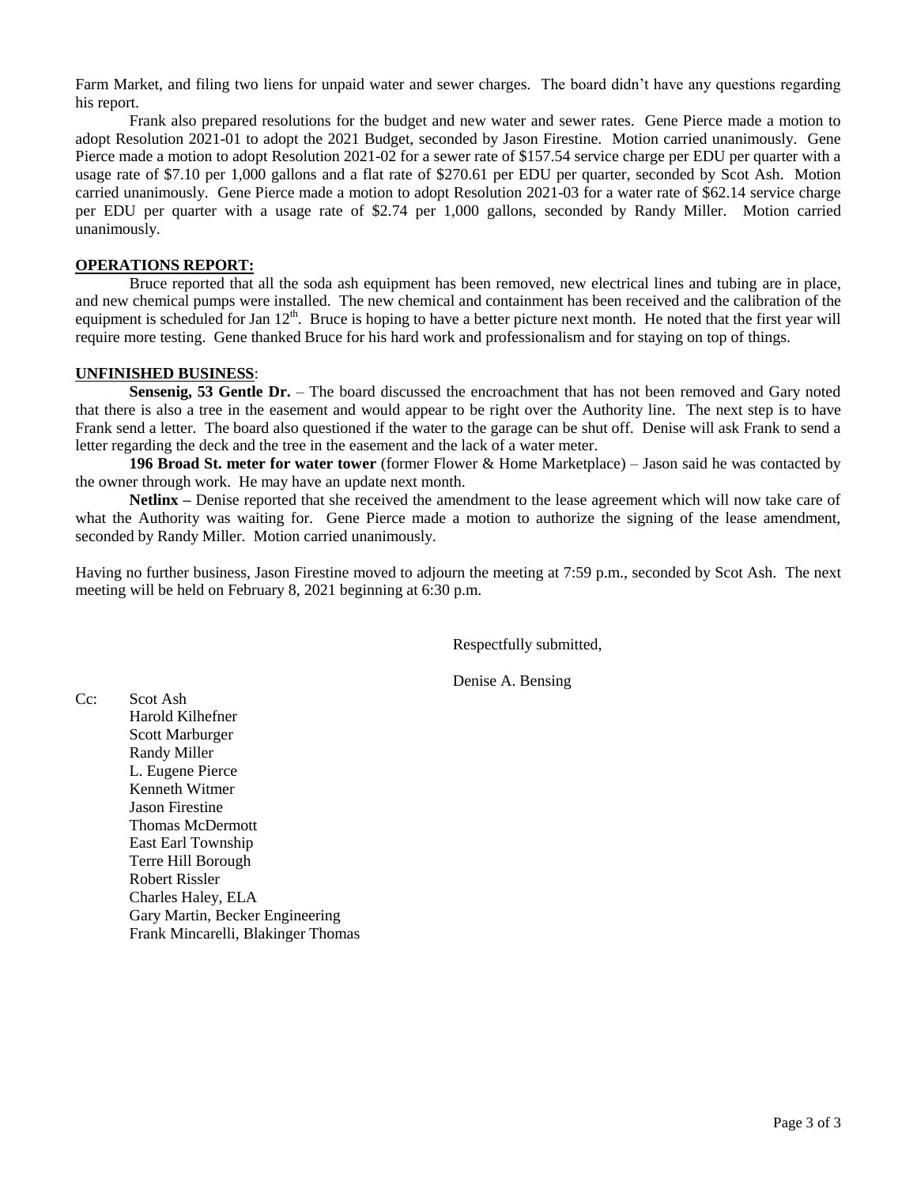Farm Market, and filing two liens for unpaid water and sewer charges. The board didn't have any questions regarding his report.

Frank also prepared resolutions for the budget and new water and sewer rates. Gene Pierce made a motion to adopt Resolution 2021-01 to adopt the 2021 Budget, seconded by Jason Firestine. Motion carried unanimously. Gene Pierce made a motion to adopt Resolution 2021-02 for a sewer rate of $157.54 service charge per EDU per quarter with a usage rate of $7.10 per 1,000 gallons and a flat rate of $270.61 per EDU per quarter, seconded by Scot Ash. Motion carried unanimously. Gene Pierce made a motion to adopt Resolution 2021-03 for a water rate of $62.14 service charge per EDU per quarter with a usage rate of $2.74 per 1,000 gallons, seconded by Randy Miller. Motion carried unanimously.

**OPERATIONS REPORT:**

Bruce reported that all the soda ash equipment has been removed, new electrical lines and tubing are in place, and new chemical pumps were installed. The new chemical and containment has been received and the calibration of the equipment is scheduled for Jan 12th. Bruce is hoping to have a better picture next month. He noted that the first year will require more testing. Gene thanked Bruce for his hard work and professionalism and for staying on top of things.

**UNFINISHED BUSINESS**:

**Sensenig, 53 Gentle Dr.** – The board discussed the encroachment that has not been removed and Gary noted that there is also a tree in the easement and would appear to be right over the Authority line. The next step is to have Frank send a letter. The board also questioned if the water to the garage can be shut off. Denise will ask Frank to send a letter regarding the deck and the tree in the easement and the lack of a water meter.

**196 Broad St. meter for water tower** (former Flower & Home Marketplace) – Jason said he was contacted by the owner through work. He may have an update next month.

**Netlinx –** Denise reported that she received the amendment to the lease agreement which will now take care of what the Authority was waiting for. Gene Pierce made a motion to authorize the signing of the lease amendment, seconded by Randy Miller. Motion carried unanimously.

Having no further business, Jason Firestine moved to adjourn the meeting at 7:59 p.m., seconded by Scot Ash. The next meeting will be held on February 8, 2021 beginning at 6:30 p.m.

Respectfully submitted,

Denise A. Bensing

Cc: Scot Ash
Harold Kilhefner
Scott Marburger
Randy Miller
L. Eugene Pierce
Kenneth Witmer
Jason Firestine
Thomas McDermott
East Earl Township
Terre Hill Borough
Robert Rissler
Charles Haley, ELA
Gary Martin, Becker Engineering
Frank Mincarelli, Blakinger Thomas